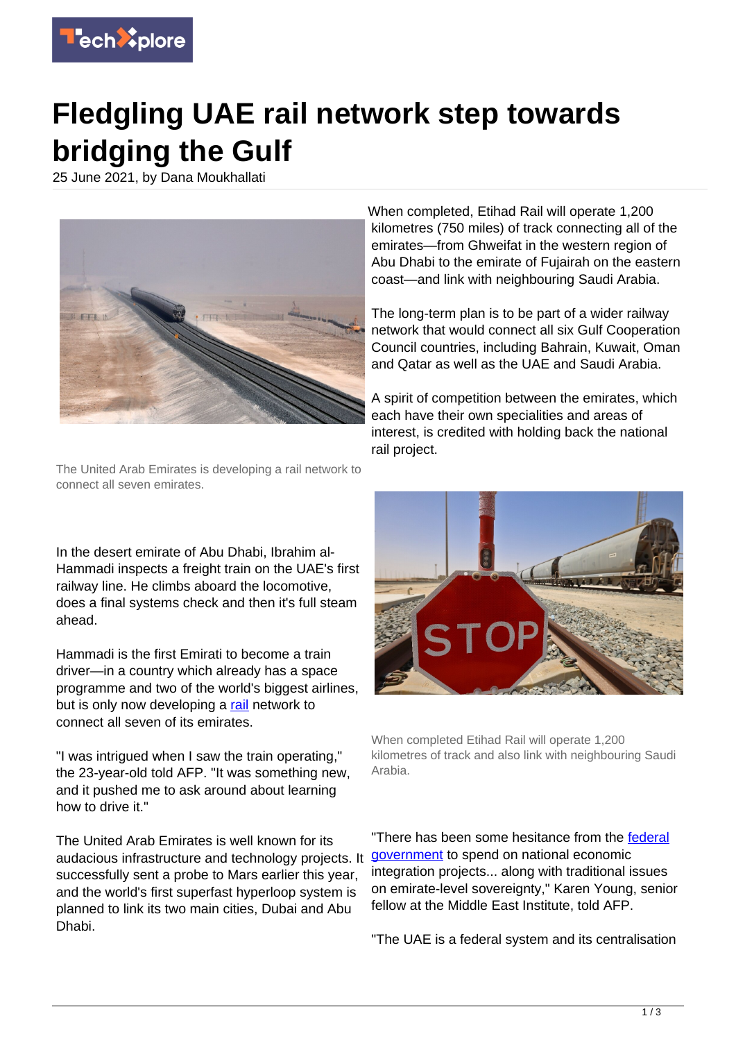# Fledgling UAE rail network step towards bridging the Gulf

25 June 2021, by Dana Moukhallati

The United Arab Emirates is developing a rail network to connect all seven emirates.

In the desert emirate of Abu Dhabi, Ibrahim al-Hammadi inspects a freight train on the UAE's first railway line. He climbs aboard the locomotive, does a final systems check and then it's full steam ahead.

Hammadi is the first Emirati to become a train driver—in a country which already has a space programme and two of the world's biggest airlines, but is only now developing a rail network to connect all seven of its emirates.

"I was intrigued when I saw the train operating," the 23-year-old told AFP. "It was something new, and it pushed me to ask around about learning how to drive it."

The United Arab Emirates is well known for its audacious infrastructure and technology projects. It successfully sent a probe to Mars earlier this year, and the world's first superfast hyperloop system is planned to link its two main cities, Dubai and Abu Dhabi.

When completed, Etihad Rail will operate 1,200 kilometres (750 miles) of track connecting all of the emirates—from Ghweifat in the western region of Abu Dhabi to the emirate of Fujairah on the eastern coast—and link with neighbouring Saudi Arabia.

The long-term plan is to be part of a wider railway network that would connect all six Gulf Cooperation Council countries, including Bahrain, Kuwait, Oman and Qatar as well as the UAE and Saudi Arabia.

A spirit of competition between the emirates, which each have their own specialities and areas of interest, is credited with holding back the national rail project.

When completed Etihad Rail will operate 1,200 kilometres of track and also link with neighbouring Saudi Arabia.

"There has been some hesitance from the federal government to spend on national economic integration projects... along with traditional issues on emirate-level sovereignty," Karen Young, senior fellow at the Middle East Institute, told AFP.

"The UAE is a federal system and its centralisation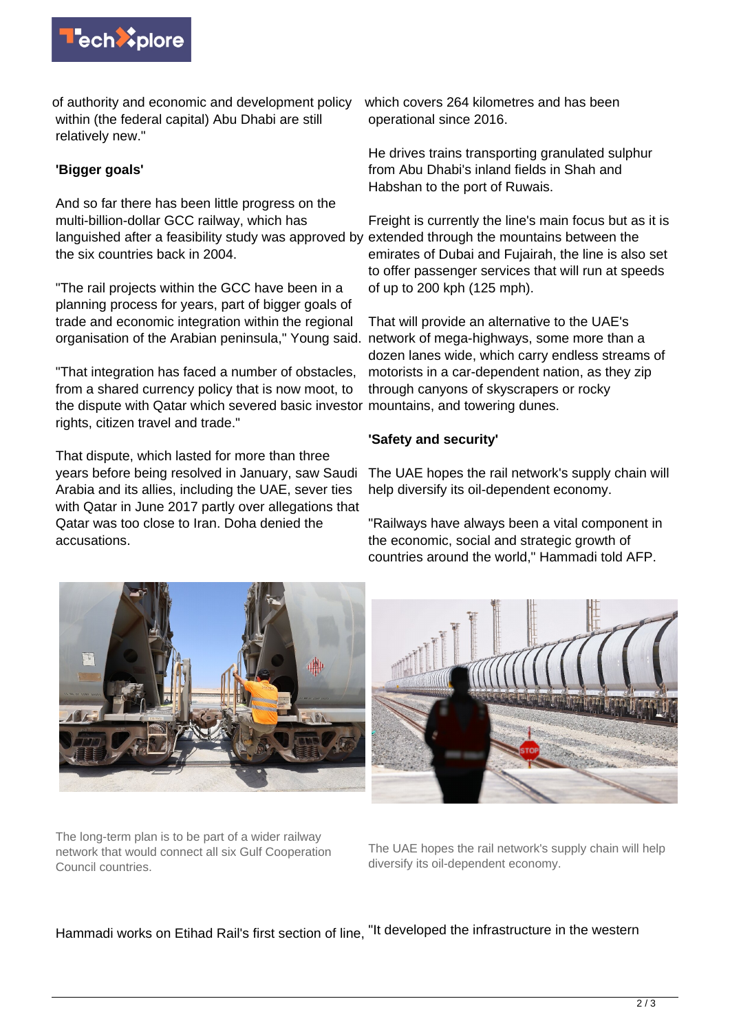of authority and economic and development policy within (the federal capital) Abu Dhabi are still relatively new."

**'Bigger goals'**

And so far there has been little progress on the multi-billion-dollar GCC railway, which has languished after a feasibility study was approved by the six countries back in 2004.

"The rail projects within the GCC have been in a planning process for years, part of bigger goals of trade and economic integration within the regional organisation of the Arabian peninsula," Young said.

"That integration has faced a number of obstacles, from a shared currency policy that is now moot, to the dispute with Qatar which severed basic investor rights, citizen travel and trade."

That dispute, which lasted for more than three years before being resolved in January, saw Saudi Arabia and its allies, including the UAE, sever ties with Qatar in June 2017 partly over allegations that Qatar was too close to Iran. Doha denied the accusations.

The long-term plan is to be part of a wider railway network that would connect all six Gulf Cooperation Council countries.

Hammadi works on Etihad Rail's first section of line, which covers 264 kilometres and has been operational since 2016.

He drives trains transporting granulated sulphur from Abu Dhabi's inland fields in Shah and Habshan to the port of Ruwais.

Freight is currently the line's main focus but as it is extended through the mountains between the emirates of Dubai and Fujairah, the line is also set to offer passenger services that will run at speeds of up to 200 kph (125 mph).

That will provide an alternative to the UAE's network of mega-highways, some more than a dozen lanes wide, which carry endless streams of motorists in a car-dependent nation, as they zip through canyons of skyscrapers or rocky mountains, and towering dunes.

**'Safety and security'**

The UAE hopes the rail network's supply chain will help diversify its oil-dependent economy.

"Railways have always been a vital component in the economic, social and strategic growth of countries around the world," Hammadi told AFP.

The UAE hopes the rail network's supply chain will help diversify its oil-dependent economy.

"It developed the infrastructure in the western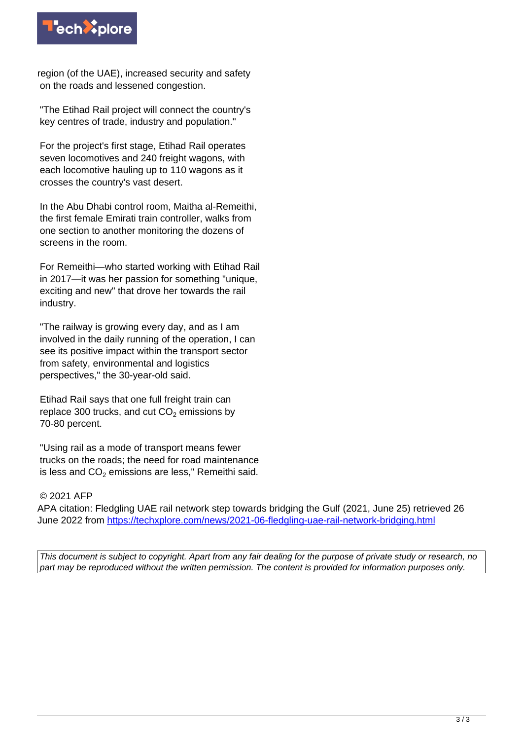region (of the UAE), increased security and safety on the roads and lessened congestion.

"The Etihad Rail project will connect the country's key centres of trade, industry and population."

For the project's first stage, Etihad Rail operates seven locomotives and 240 freight wagons, with each locomotive hauling up to 110 wagons as it crosses the country's vast desert.

In the Abu Dhabi control room, Maitha al-Remeithi, the first female Emirati train controller, walks from one section to another monitoring the dozens of screens in the room.

For Remeithi—who started working with Etihad Rail in 2017—it was her passion for something "unique, exciting and new" that drove her towards the rail industry.

"The railway is growing every day, and as I am involved in the daily running of the operation, I can see its positive impact within the transport sector from safety, environmental and logistics perspectives," the 30-year-old said.

Etihad Rail says that one full freight train can replace 300 trucks, and cut $CO_2$ emissions by 70-80 percent.

"Using rail as a mode of transport means fewer trucks on the roads; the need for road maintenance is less and $CO_2$ emissions are less," Remeithi said.

© 2021 AFP

APA citation: Fledgling UAE rail network step towards bridging the Gulf (2021, June 25) retrieved 26 June 2022 from https://techxplore.com/news/2021-06-fledgling-uae-rail-network-bridging.html

*This document is subject to copyright. Apart from any fair dealing for the purpose of private study or research, no part may be reproduced without the written permission. The content is provided for information purposes only.*